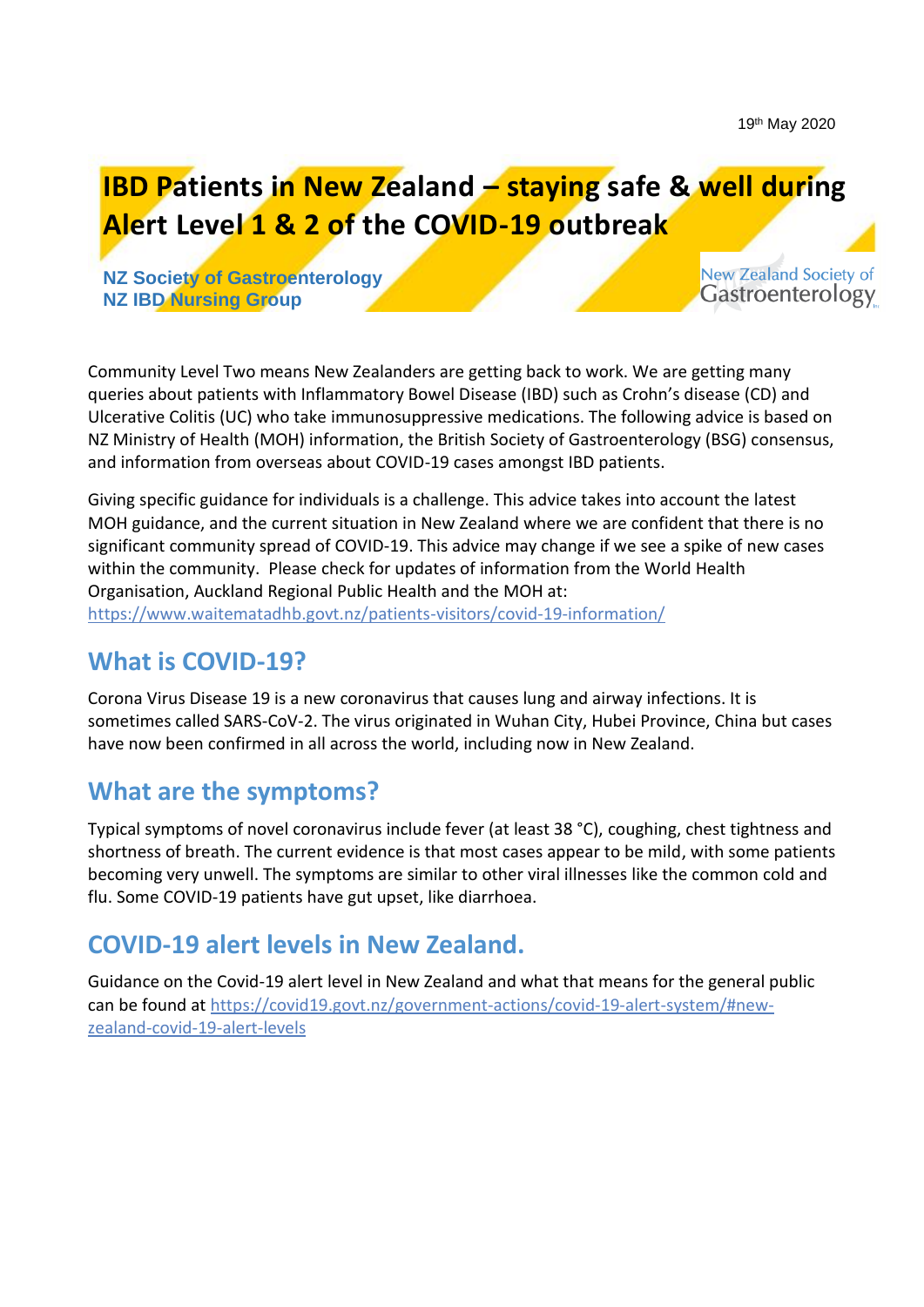19th May 2020

# IBD Patients in New Zealand – staying safe & well during Alert Level 1 & 2 of the COVID-19 outbreak

**NZ Society of Gastroenterology**
**NZ IBD Nursing Group**

New Zealand Society of Gastroenterology

Community Level Two means New Zealanders are getting back to work. We are getting many queries about patients with Inflammatory Bowel Disease (IBD) such as Crohn's disease (CD) and Ulcerative Colitis (UC) who take immunosuppressive medications. The following advice is based on NZ Ministry of Health (MOH) information, the British Society of Gastroenterology (BSG) consensus, and information from overseas about COVID-19 cases amongst IBD patients.

Giving specific guidance for individuals is a challenge. This advice takes into account the latest MOH guidance, and the current situation in New Zealand where we are confident that there is no significant community spread of COVID-19. This advice may change if we see a spike of new cases within the community. Please check for updates of information from the World Health Organisation, Auckland Regional Public Health and the MOH at: https://www.waitematadhb.govt.nz/patients-visitors/covid-19-information/

## What is COVID-19?

Corona Virus Disease 19 is a new coronavirus that causes lung and airway infections. It is sometimes called SARS-CoV-2. The virus originated in Wuhan City, Hubei Province, China but cases have now been confirmed in all across the world, including now in New Zealand.

## What are the symptoms?

Typical symptoms of novel coronavirus include fever (at least 38 °C), coughing, chest tightness and shortness of breath. The current evidence is that most cases appear to be mild, with some patients becoming very unwell. The symptoms are similar to other viral illnesses like the common cold and flu. Some COVID-19 patients have gut upset, like diarrhoea.

## COVID-19 alert levels in New Zealand.

Guidance on the Covid-19 alert level in New Zealand and what that means for the general public can be found at https://covid19.govt.nz/government-actions/covid-19-alert-system/#new-zealand-covid-19-alert-levels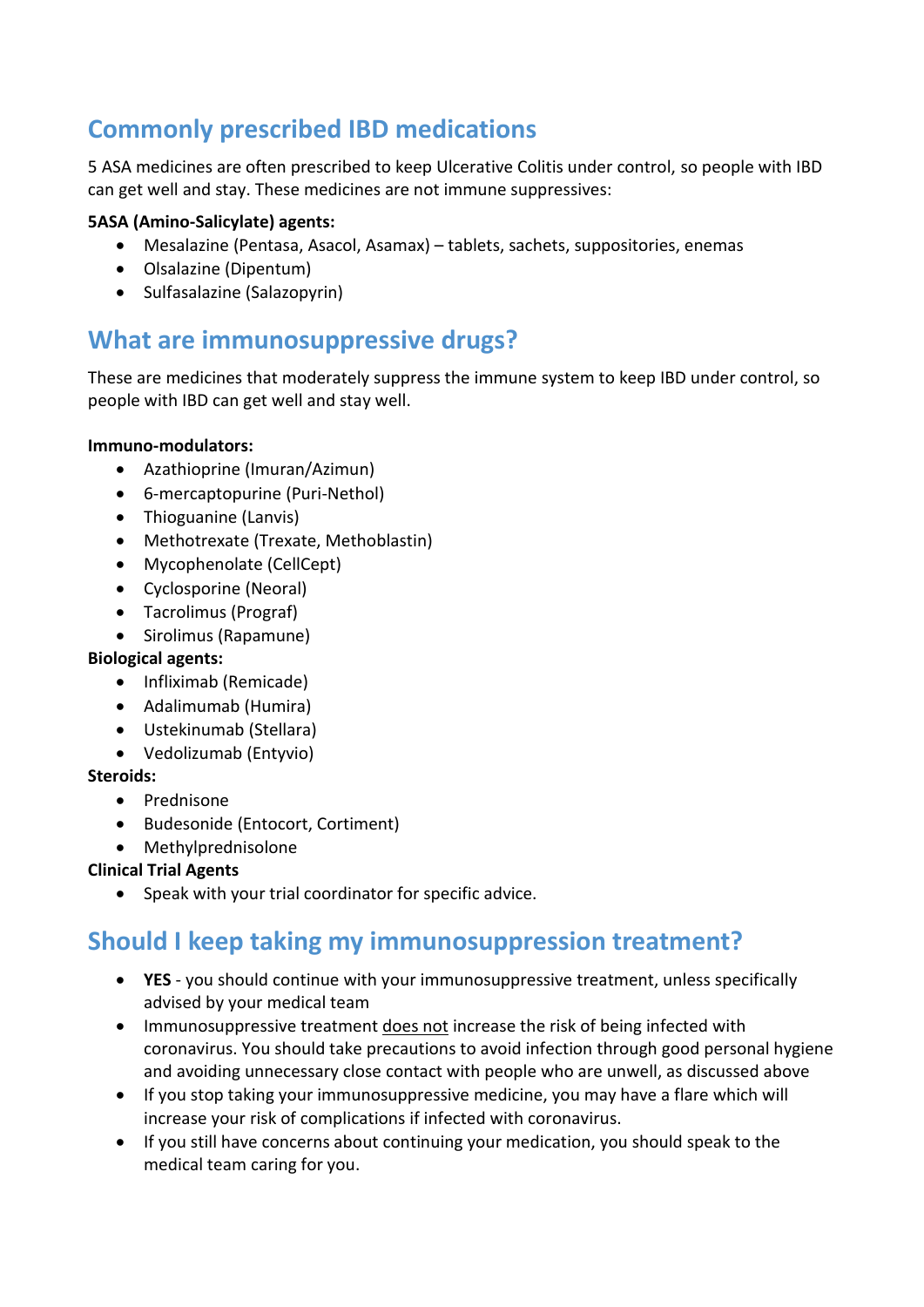## Commonly prescribed IBD medications

5 ASA medicines are often prescribed to keep Ulcerative Colitis under control, so people with IBD can get well and stay. These medicines are not immune suppressives:

**5ASA (Amino-Salicylate) agents:**

- Mesalazine (Pentasa, Asacol, Asamax) – tablets, sachets, suppositories, enemas
- Olsalazine (Dipentum)
- Sulfasalazine (Salazopyrin)

## What are immunosuppressive drugs?

These are medicines that moderately suppress the immune system to keep IBD under control, so people with IBD can get well and stay well.

**Immuno-modulators:**

- Azathioprine (Imuran/Azimun)
- 6-mercaptopurine (Puri-Nethol)
- Thioguanine (Lanvis)
- Methotrexate (Trexate, Methoblastin)
- Mycophenolate (CellCept)
- Cyclosporine (Neoral)
- Tacrolimus (Prograf)
- Sirolimus (Rapamune)

**Biological agents:**

- Infliximab (Remicade)
- Adalimumab (Humira)
- Ustekinumab (Stellara)
- Vedolizumab (Entyvio)

**Steroids:**

- Prednisone
- Budesonide (Entocort, Cortiment)
- Methylprednisolone

**Clinical Trial Agents**

- Speak with your trial coordinator for specific advice.

## Should I keep taking my immunosuppression treatment?

- **YES** - you should continue with your immunosuppressive treatment, unless specifically advised by your medical team
- Immunosuppressive treatment does not increase the risk of being infected with coronavirus. You should take precautions to avoid infection through good personal hygiene and avoiding unnecessary close contact with people who are unwell, as discussed above
- If you stop taking your immunosuppressive medicine, you may have a flare which will increase your risk of complications if infected with coronavirus.
- If you still have concerns about continuing your medication, you should speak to the medical team caring for you.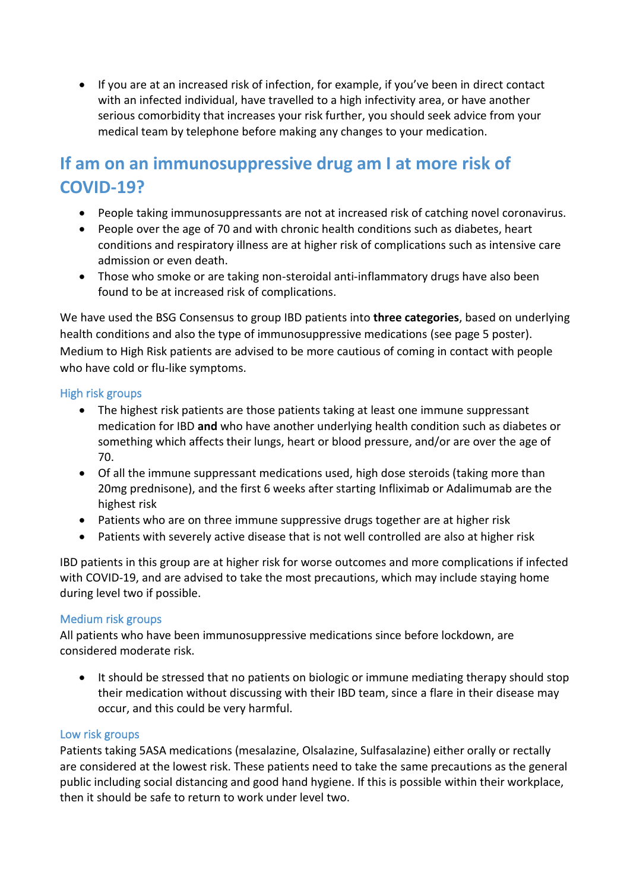- If you are at an increased risk of infection, for example, if you've been in direct contact with an infected individual, have travelled to a high infectivity area, or have another serious comorbidity that increases your risk further, you should seek advice from your medical team by telephone before making any changes to your medication.

## If am on an immunosuppressive drug am I at more risk of COVID-19?

- People taking immunosuppressants are not at increased risk of catching novel coronavirus.
- People over the age of 70 and with chronic health conditions such as diabetes, heart conditions and respiratory illness are at higher risk of complications such as intensive care admission or even death.
- Those who smoke or are taking non-steroidal anti-inflammatory drugs have also been found to be at increased risk of complications.

We have used the BSG Consensus to group IBD patients into **three categories**, based on underlying health conditions and also the type of immunosuppressive medications (see page 5 poster). Medium to High Risk patients are advised to be more cautious of coming in contact with people who have cold or flu-like symptoms.

### High risk groups

- The highest risk patients are those patients taking at least one immune suppressant medication for IBD **and** who have another underlying health condition such as diabetes or something which affects their lungs, heart or blood pressure, and/or are over the age of 70.
- Of all the immune suppressant medications used, high dose steroids (taking more than 20mg prednisone), and the first 6 weeks after starting Infliximab or Adalimumab are the highest risk
- Patients who are on three immune suppressive drugs together are at higher risk
- Patients with severely active disease that is not well controlled are also at higher risk

IBD patients in this group are at higher risk for worse outcomes and more complications if infected with COVID-19, and are advised to take the most precautions, which may include staying home during level two if possible.

### Medium risk groups

All patients who have been immunosuppressive medications since before lockdown, are considered moderate risk.

- It should be stressed that no patients on biologic or immune mediating therapy should stop their medication without discussing with their IBD team, since a flare in their disease may occur, and this could be very harmful.

### Low risk groups

Patients taking 5ASA medications (mesalazine, Olsalazine, Sulfasalazine) either orally or rectally are considered at the lowest risk. These patients need to take the same precautions as the general public including social distancing and good hand hygiene. If this is possible within their workplace, then it should be safe to return to work under level two.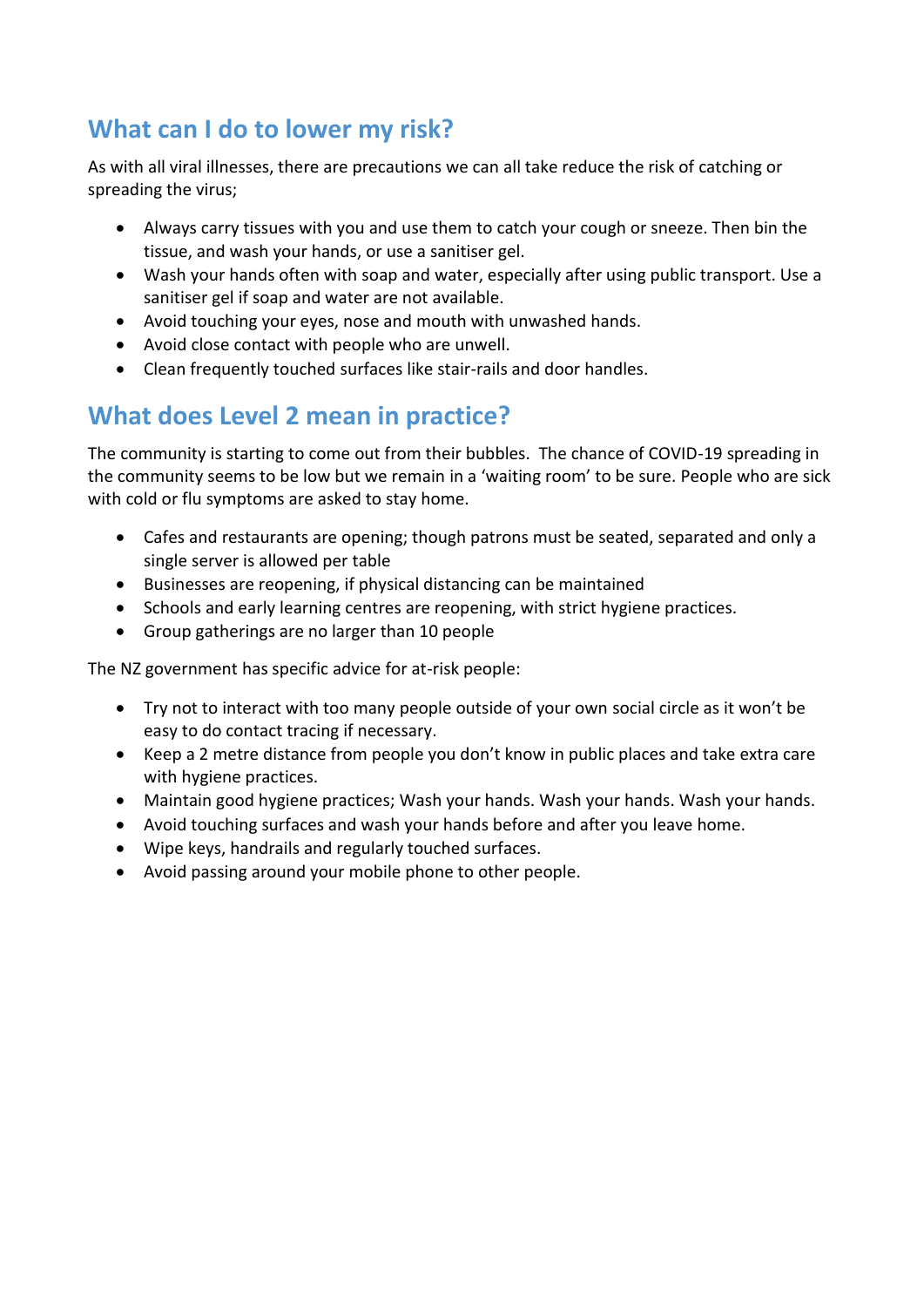## What can I do to lower my risk?

As with all viral illnesses, there are precautions we can all take reduce the risk of catching or spreading the virus;

- Always carry tissues with you and use them to catch your cough or sneeze. Then bin the tissue, and wash your hands, or use a sanitiser gel.
- Wash your hands often with soap and water, especially after using public transport. Use a sanitiser gel if soap and water are not available.
- Avoid touching your eyes, nose and mouth with unwashed hands.
- Avoid close contact with people who are unwell.
- Clean frequently touched surfaces like stair-rails and door handles.

## What does Level 2 mean in practice?

The community is starting to come out from their bubbles. The chance of COVID-19 spreading in the community seems to be low but we remain in a 'waiting room' to be sure. People who are sick with cold or flu symptoms are asked to stay home.

- Cafes and restaurants are opening; though patrons must be seated, separated and only a single server is allowed per table
- Businesses are reopening, if physical distancing can be maintained
- Schools and early learning centres are reopening, with strict hygiene practices.
- Group gatherings are no larger than 10 people

The NZ government has specific advice for at-risk people:

- Try not to interact with too many people outside of your own social circle as it won't be easy to do contact tracing if necessary.
- Keep a 2 metre distance from people you don't know in public places and take extra care with hygiene practices.
- Maintain good hygiene practices; Wash your hands. Wash your hands. Wash your hands.
- Avoid touching surfaces and wash your hands before and after you leave home.
- Wipe keys, handrails and regularly touched surfaces.
- Avoid passing around your mobile phone to other people.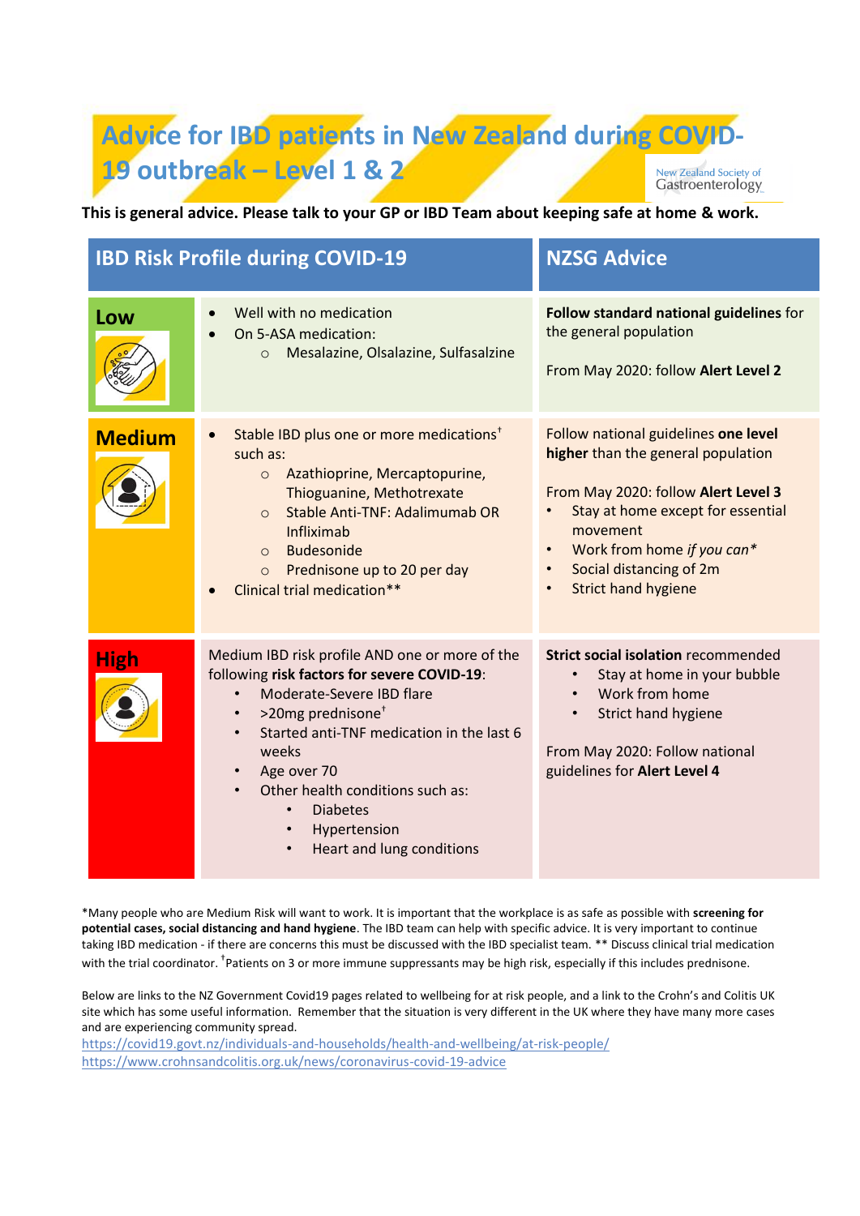# Advice for IBD patients in New Zealand during COVID-19 outbreak – Level 1 & 2

New Zealand Society of Gastroenterology

**This is general advice. Please talk to your GP or IBD Team about keeping safe at home & work.**

| | IBD Risk Profile during COVID-19 | NZSG Advice |
|---|---|---|
| **Low** | • Well with no medication<br>• On 5-ASA medication:<br>  ○ Mesalazine, Olsalazine, Sulfasalzine | **Follow standard national guidelines** for the general population<br><br>From May 2020: follow **Alert Level 2** |
| **Medium** | • Stable IBD plus one or more medications[†] such as:<br>  ○ Azathioprine, Mercaptopurine, Thioguanine, Methotrexate<br>  ○ Stable Anti-TNF: Adalimumab OR Infliximab<br>  ○ Budesonide<br>  ○ Prednisone up to 20 per day<br>• Clinical trial medication** | Follow national guidelines **one level higher** than the general population<br><br>From May 2020: follow **Alert Level 3**<br>• Stay at home except for essential movement<br>• Work from home *if you can**<br>• Social distancing of 2m<br>• Strict hand hygiene |
| **High** | Medium IBD risk profile AND one or more of the following **risk factors for severe COVID-19**:<br>• Moderate-Severe IBD flare<br>• >20mg prednisone[†]<br>• Started anti-TNF medication in the last 6 weeks<br>• Age over 70<br>• Other health conditions such as:<br>  ▪ Diabetes<br>  ▪ Hypertension<br>  ▪ Heart and lung conditions | **Strict social isolation** recommended<br>• Stay at home in your bubble<br>• Work from home<br>• Strict hand hygiene<br><br>From May 2020: Follow national guidelines for **Alert Level 4** |

*Many people who are Medium Risk will want to work. It is important that the workplace is as safe as possible with **screening for potential cases, social distancing and hand hygiene**. The IBD team can help with specific advice. It is very important to continue taking IBD medication - if there are concerns this must be discussed with the IBD specialist team. ** Discuss clinical trial medication with the trial coordinator. [†]Patients on 3 or more immune suppressants may be high risk, especially if this includes prednisone.

Below are links to the NZ Government Covid19 pages related to wellbeing for at risk people, and a link to the Crohn's and Colitis UK site which has some useful information. Remember that the situation is very different in the UK where they have many more cases and are experiencing community spread.

https://covid19.govt.nz/individuals-and-households/health-and-wellbeing/at-risk-people/
https://www.crohnsandcolitis.org.uk/news/coronavirus-covid-19-advice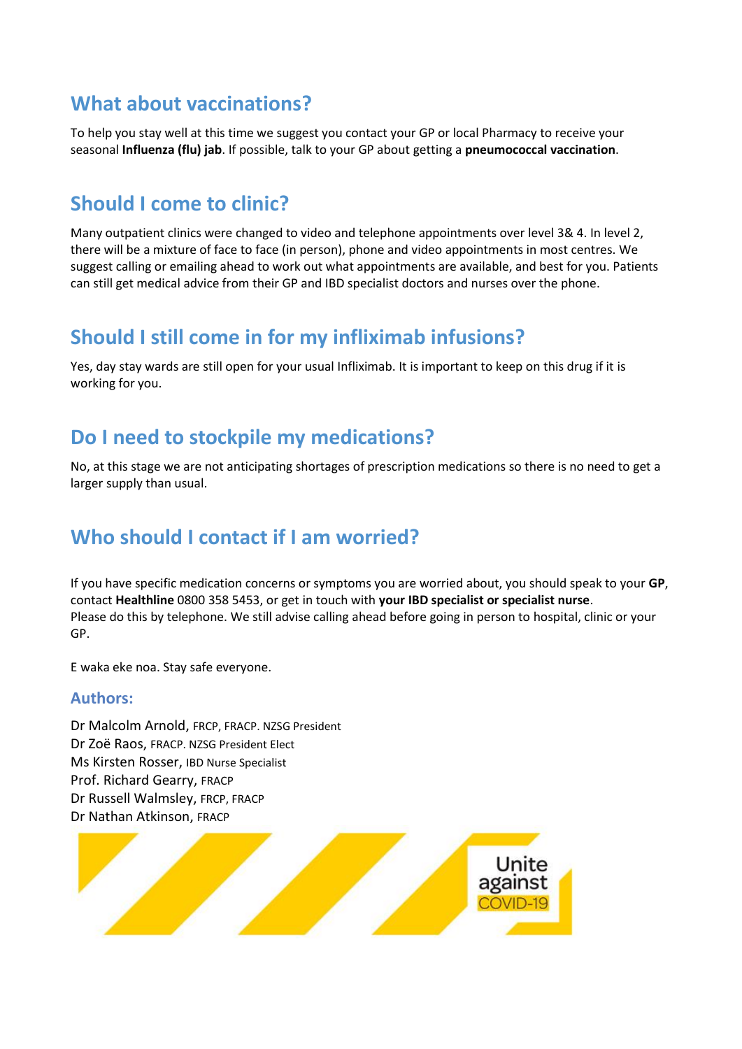## What about vaccinations?

To help you stay well at this time we suggest you contact your GP or local Pharmacy to receive your seasonal **Influenza (flu) jab**. If possible, talk to your GP about getting a **pneumococcal vaccination**.

## Should I come to clinic?

Many outpatient clinics were changed to video and telephone appointments over level 3& 4. In level 2, there will be a mixture of face to face (in person), phone and video appointments in most centres. We suggest calling or emailing ahead to work out what appointments are available, and best for you. Patients can still get medical advice from their GP and IBD specialist doctors and nurses over the phone.

## Should I still come in for my infliximab infusions?

Yes, day stay wards are still open for your usual Infliximab. It is important to keep on this drug if it is working for you.

## Do I need to stockpile my medications?

No, at this stage we are not anticipating shortages of prescription medications so there is no need to get a larger supply than usual.

## Who should I contact if I am worried?

If you have specific medication concerns or symptoms you are worried about, you should speak to your **GP**, contact **Healthline** 0800 358 5453, or get in touch with **your IBD specialist or specialist nurse**.
Please do this by telephone. We still advise calling ahead before going in person to hospital, clinic or your GP.

E waka eke noa. Stay safe everyone.

### Authors:

Dr Malcolm Arnold, FRCP, FRACP. NZSG President
Dr Zoë Raos, FRACP. NZSG President Elect
Ms Kirsten Rosser, IBD Nurse Specialist
Prof. Richard Gearry, FRACP
Dr Russell Walmsley, FRCP, FRACP
Dr Nathan Atkinson, FRACP

Unite against COVID-19